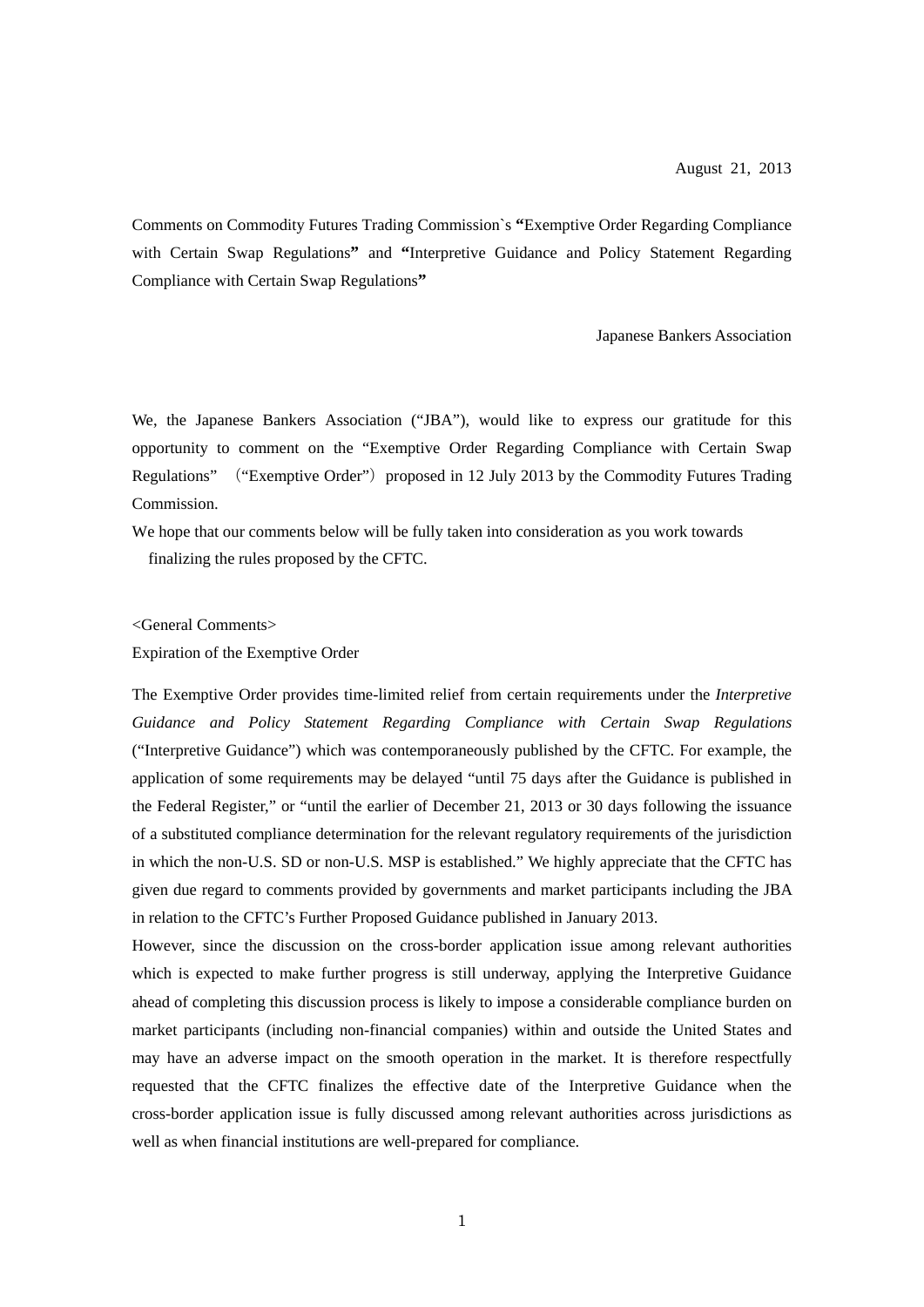August 21, 2013

Comments on Commodity Futures Trading Commission`s **"**Exemptive Order Regarding Compliance with Certain Swap Regulations**"** and **"**Interpretive Guidance and Policy Statement Regarding Compliance with Certain Swap Regulations**"**

Japanese Bankers Association

We, the Japanese Bankers Association ("JBA"), would like to express our gratitude for this opportunity to comment on the "Exemptive Order Regarding Compliance with Certain Swap Regulations" （"Exemptive Order"） proposed in 12 July 2013 by the Commodity Futures Trading Commission.

We hope that our comments below will be fully taken into consideration as you work towards finalizing the rules proposed by the CFTC.

<General Comments>

Expiration of the Exemptive Order

The Exemptive Order provides time-limited relief from certain requirements under the *Interpretive Guidance and Policy Statement Regarding Compliance with Certain Swap Regulations* ("Interpretive Guidance") which was contemporaneously published by the CFTC. For example, the application of some requirements may be delayed "until 75 days after the Guidance is published in the Federal Register," or "until the earlier of December 21, 2013 or 30 days following the issuance of a substituted compliance determination for the relevant regulatory requirements of the jurisdiction in which the non-U.S. SD or non-U.S. MSP is established." We highly appreciate that the CFTC has given due regard to comments provided by governments and market participants including the JBA in relation to the CFTC's Further Proposed Guidance published in January 2013.

However, since the discussion on the cross-border application issue among relevant authorities which is expected to make further progress is still underway, applying the Interpretive Guidance ahead of completing this discussion process is likely to impose a considerable compliance burden on market participants (including non-financial companies) within and outside the United States and may have an adverse impact on the smooth operation in the market. It is therefore respectfully requested that the CFTC finalizes the effective date of the Interpretive Guidance when the cross-border application issue is fully discussed among relevant authorities across jurisdictions as well as when financial institutions are well-prepared for compliance.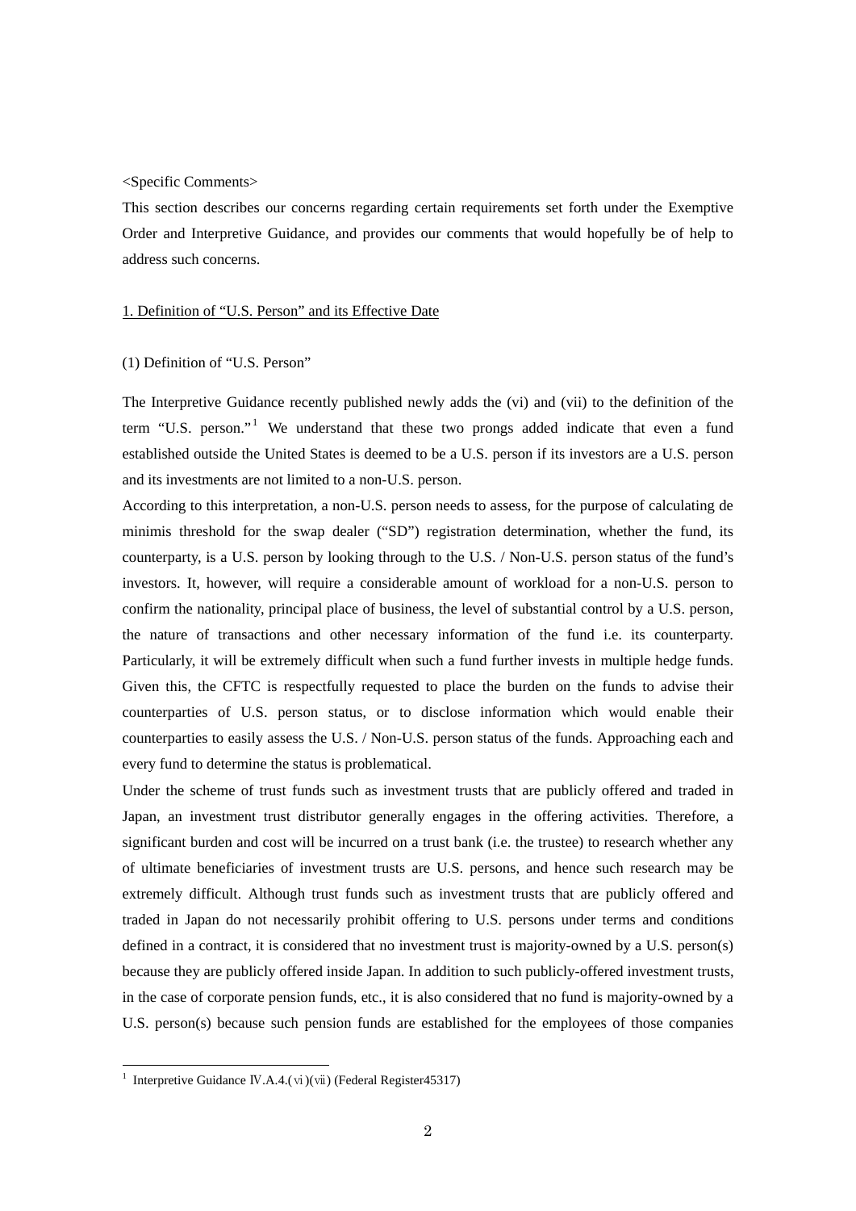<Specific Comments>

This section describes our concerns regarding certain requirements set forth under the Exemptive Order and Interpretive Guidance, and provides our comments that would hopefully be of help to address such concerns.

1. Definition of "U.S. Person" and its Effective Date

(1) Definition of "U.S. Person"

The Interpretive Guidance recently published newly adds the (vi) and (vii) to the definition of the term "U.S. person."[1] We understand that these two prongs added indicate that even a fund established outside the United States is deemed to be a U.S. person if its investors are a U.S. person and its investments are not limited to a non-U.S. person.

According to this interpretation, a non-U.S. person needs to assess, for the purpose of calculating de minimis threshold for the swap dealer ("SD") registration determination, whether the fund, its counterparty, is a U.S. person by looking through to the U.S. / Non-U.S. person status of the fund's investors. It, however, will require a considerable amount of workload for a non-U.S. person to confirm the nationality, principal place of business, the level of substantial control by a U.S. person, the nature of transactions and other necessary information of the fund i.e. its counterparty. Particularly, it will be extremely difficult when such a fund further invests in multiple hedge funds. Given this, the CFTC is respectfully requested to place the burden on the funds to advise their counterparties of U.S. person status, or to disclose information which would enable their counterparties to easily assess the U.S. / Non-U.S. person status of the funds. Approaching each and every fund to determine the status is problematical.

Under the scheme of trust funds such as investment trusts that are publicly offered and traded in Japan, an investment trust distributor generally engages in the offering activities. Therefore, a significant burden and cost will be incurred on a trust bank (i.e. the trustee) to research whether any of ultimate beneficiaries of investment trusts are U.S. persons, and hence such research may be extremely difficult. Although trust funds such as investment trusts that are publicly offered and traded in Japan do not necessarily prohibit offering to U.S. persons under terms and conditions defined in a contract, it is considered that no investment trust is majority-owned by a U.S. person(s) because they are publicly offered inside Japan. In addition to such publicly-offered investment trusts, in the case of corporate pension funds, etc., it is also considered that no fund is majority-owned by a U.S. person(s) because such pension funds are established for the employees of those companies

[1] Interpretive Guidance Ⅳ.A.4.(ⅵ)(ⅶ) (Federal Register45317)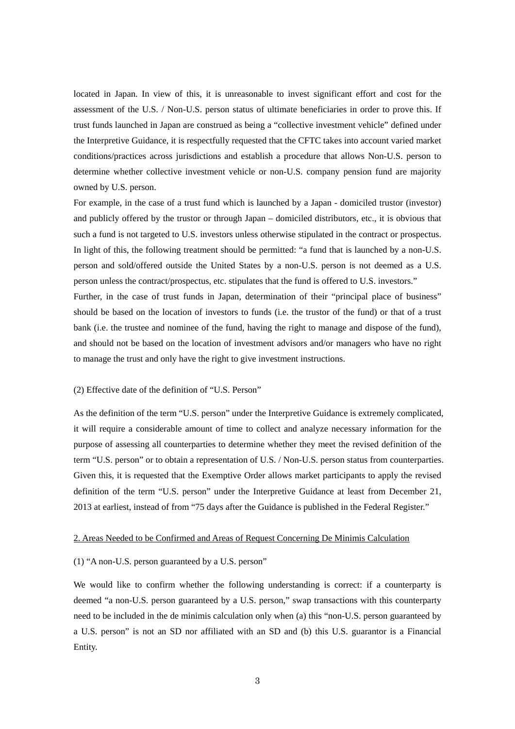located in Japan. In view of this, it is unreasonable to invest significant effort and cost for the assessment of the U.S. / Non-U.S. person status of ultimate beneficiaries in order to prove this. If trust funds launched in Japan are construed as being a "collective investment vehicle" defined under the Interpretive Guidance, it is respectfully requested that the CFTC takes into account varied market conditions/practices across jurisdictions and establish a procedure that allows Non-U.S. person to determine whether collective investment vehicle or non-U.S. company pension fund are majority owned by U.S. person.

For example, in the case of a trust fund which is launched by a Japan - domiciled trustor (investor) and publicly offered by the trustor or through Japan – domiciled distributors, etc., it is obvious that such a fund is not targeted to U.S. investors unless otherwise stipulated in the contract or prospectus. In light of this, the following treatment should be permitted: "a fund that is launched by a non-U.S. person and sold/offered outside the United States by a non-U.S. person is not deemed as a U.S. person unless the contract/prospectus, etc. stipulates that the fund is offered to U.S. investors."

Further, in the case of trust funds in Japan, determination of their "principal place of business" should be based on the location of investors to funds (i.e. the trustor of the fund) or that of a trust bank (i.e. the trustee and nominee of the fund, having the right to manage and dispose of the fund), and should not be based on the location of investment advisors and/or managers who have no right to manage the trust and only have the right to give investment instructions.

(2) Effective date of the definition of "U.S. Person"

As the definition of the term "U.S. person" under the Interpretive Guidance is extremely complicated, it will require a considerable amount of time to collect and analyze necessary information for the purpose of assessing all counterparties to determine whether they meet the revised definition of the term "U.S. person" or to obtain a representation of U.S. / Non-U.S. person status from counterparties. Given this, it is requested that the Exemptive Order allows market participants to apply the revised definition of the term "U.S. person" under the Interpretive Guidance at least from December 21, 2013 at earliest, instead of from "75 days after the Guidance is published in the Federal Register."

<u>2. Areas Needed to be Confirmed and Areas of Request Concerning De Minimis Calculation</u>

(1) "A non-U.S. person guaranteed by a U.S. person"

We would like to confirm whether the following understanding is correct: if a counterparty is deemed "a non-U.S. person guaranteed by a U.S. person," swap transactions with this counterparty need to be included in the de minimis calculation only when (a) this "non-U.S. person guaranteed by a U.S. person" is not an SD nor affiliated with an SD and (b) this U.S. guarantor is a Financial Entity.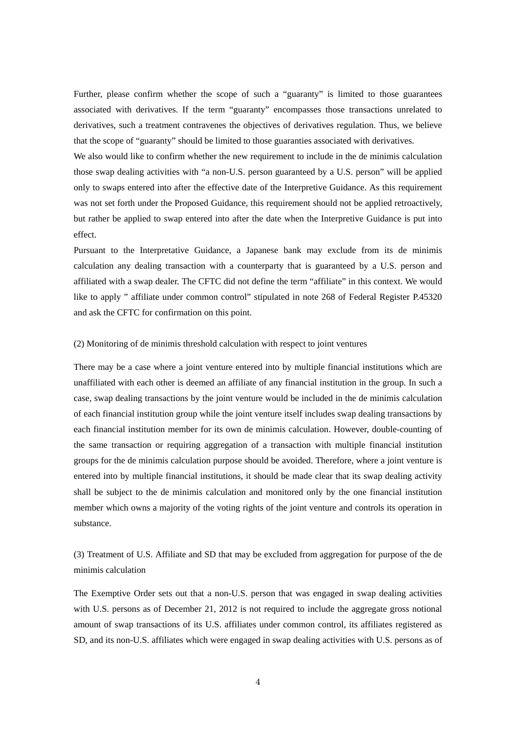Further, please confirm whether the scope of such a "guaranty" is limited to those guarantees associated with derivatives. If the term "guaranty" encompasses those transactions unrelated to derivatives, such a treatment contravenes the objectives of derivatives regulation. Thus, we believe that the scope of "guaranty" should be limited to those guaranties associated with derivatives.

We also would like to confirm whether the new requirement to include in the de minimis calculation those swap dealing activities with "a non-U.S. person guaranteed by a U.S. person" will be applied only to swaps entered into after the effective date of the Interpretive Guidance. As this requirement was not set forth under the Proposed Guidance, this requirement should not be applied retroactively, but rather be applied to swap entered into after the date when the Interpretive Guidance is put into effect.

Pursuant to the Interpretative Guidance, a Japanese bank may exclude from its de minimis calculation any dealing transaction with a counterparty that is guaranteed by a U.S. person and affiliated with a swap dealer. The CFTC did not define the term "affiliate" in this context. We would like to apply " affiliate under common control" stipulated in note 268 of Federal Register P.45320 and ask the CFTC for confirmation on this point.

(2) Monitoring of de minimis threshold calculation with respect to joint ventures

There may be a case where a joint venture entered into by multiple financial institutions which are unaffiliated with each other is deemed an affiliate of any financial institution in the group. In such a case, swap dealing transactions by the joint venture would be included in the de minimis calculation of each financial institution group while the joint venture itself includes swap dealing transactions by each financial institution member for its own de minimis calculation. However, double-counting of the same transaction or requiring aggregation of a transaction with multiple financial institution groups for the de minimis calculation purpose should be avoided. Therefore, where a joint venture is entered into by multiple financial institutions, it should be made clear that its swap dealing activity shall be subject to the de minimis calculation and monitored only by the one financial institution member which owns a majority of the voting rights of the joint venture and controls its operation in substance.

(3) Treatment of U.S. Affiliate and SD that may be excluded from aggregation for purpose of the de minimis calculation

The Exemptive Order sets out that a non-U.S. person that was engaged in swap dealing activities with U.S. persons as of December 21, 2012 is not required to include the aggregate gross notional amount of swap transactions of its U.S. affiliates under common control, its affiliates registered as SD, and its non-U.S. affiliates which were engaged in swap dealing activities with U.S. persons as of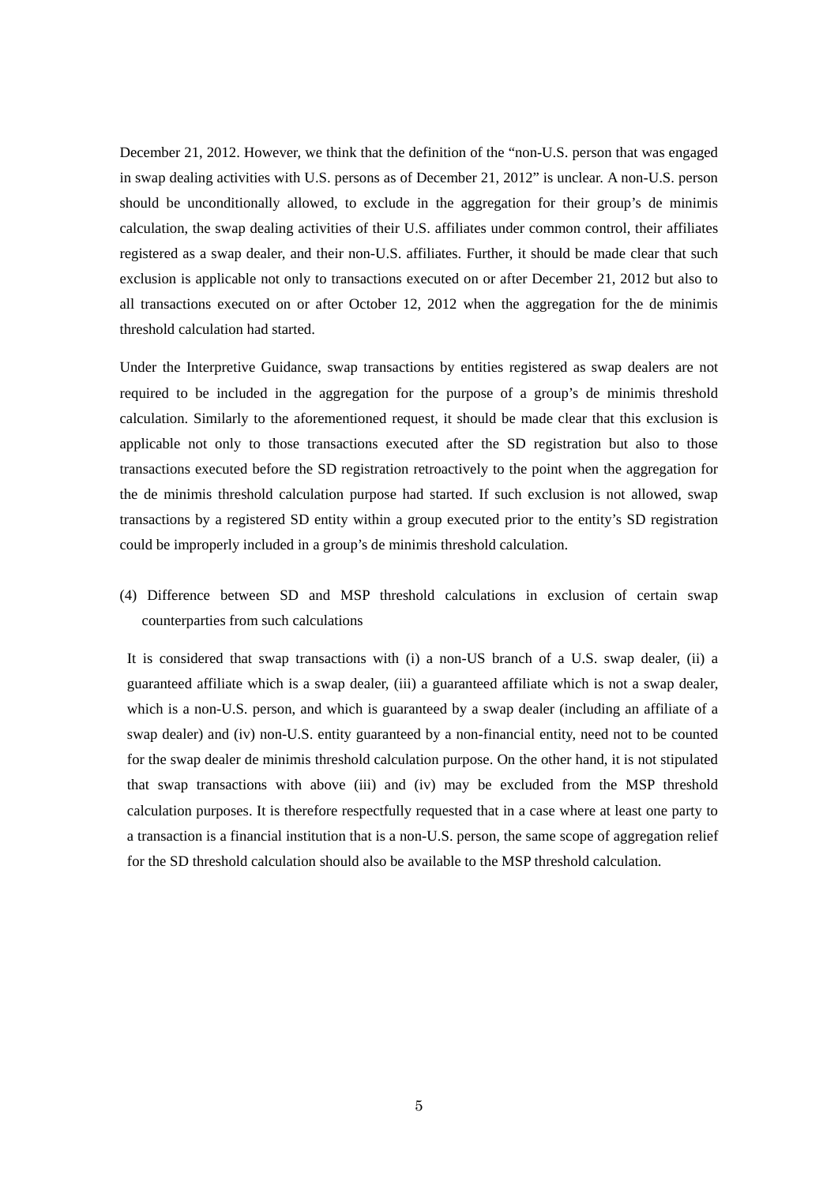December 21, 2012. However, we think that the definition of the "non-U.S. person that was engaged in swap dealing activities with U.S. persons as of December 21, 2012" is unclear. A non-U.S. person should be unconditionally allowed, to exclude in the aggregation for their group's de minimis calculation, the swap dealing activities of their U.S. affiliates under common control, their affiliates registered as a swap dealer, and their non-U.S. affiliates. Further, it should be made clear that such exclusion is applicable not only to transactions executed on or after December 21, 2012 but also to all transactions executed on or after October 12, 2012 when the aggregation for the de minimis threshold calculation had started.

Under the Interpretive Guidance, swap transactions by entities registered as swap dealers are not required to be included in the aggregation for the purpose of a group's de minimis threshold calculation. Similarly to the aforementioned request, it should be made clear that this exclusion is applicable not only to those transactions executed after the SD registration but also to those transactions executed before the SD registration retroactively to the point when the aggregation for the de minimis threshold calculation purpose had started. If such exclusion is not allowed, swap transactions by a registered SD entity within a group executed prior to the entity's SD registration could be improperly included in a group's de minimis threshold calculation.

(4) Difference between SD and MSP threshold calculations in exclusion of certain swap counterparties from such calculations

It is considered that swap transactions with (i) a non-US branch of a U.S. swap dealer, (ii) a guaranteed affiliate which is a swap dealer, (iii) a guaranteed affiliate which is not a swap dealer, which is a non-U.S. person, and which is guaranteed by a swap dealer (including an affiliate of a swap dealer) and (iv) non-U.S. entity guaranteed by a non-financial entity, need not to be counted for the swap dealer de minimis threshold calculation purpose. On the other hand, it is not stipulated that swap transactions with above (iii) and (iv) may be excluded from the MSP threshold calculation purposes. It is therefore respectfully requested that in a case where at least one party to a transaction is a financial institution that is a non-U.S. person, the same scope of aggregation relief for the SD threshold calculation should also be available to the MSP threshold calculation.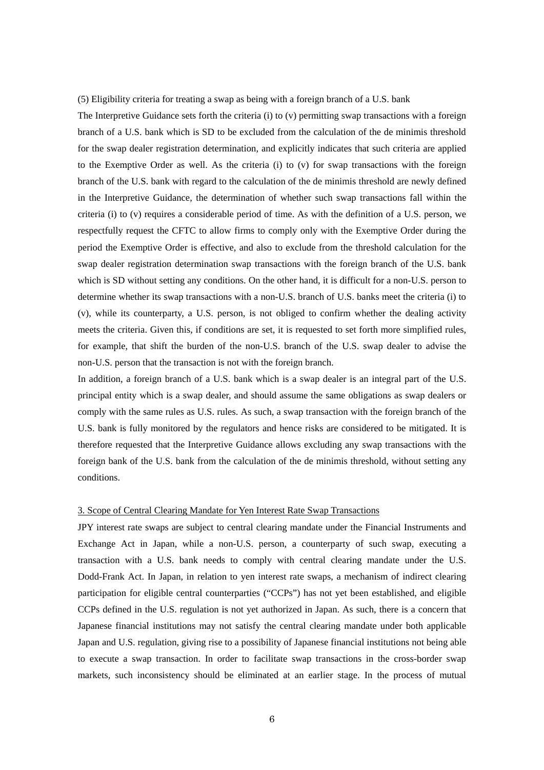(5) Eligibility criteria for treating a swap as being with a foreign branch of a U.S. bank

The Interpretive Guidance sets forth the criteria (i) to (v) permitting swap transactions with a foreign branch of a U.S. bank which is SD to be excluded from the calculation of the de minimis threshold for the swap dealer registration determination, and explicitly indicates that such criteria are applied to the Exemptive Order as well. As the criteria (i) to (v) for swap transactions with the foreign branch of the U.S. bank with regard to the calculation of the de minimis threshold are newly defined in the Interpretive Guidance, the determination of whether such swap transactions fall within the criteria (i) to (v) requires a considerable period of time. As with the definition of a U.S. person, we respectfully request the CFTC to allow firms to comply only with the Exemptive Order during the period the Exemptive Order is effective, and also to exclude from the threshold calculation for the swap dealer registration determination swap transactions with the foreign branch of the U.S. bank which is SD without setting any conditions. On the other hand, it is difficult for a non-U.S. person to determine whether its swap transactions with a non-U.S. branch of U.S. banks meet the criteria (i) to (v), while its counterparty, a U.S. person, is not obliged to confirm whether the dealing activity meets the criteria. Given this, if conditions are set, it is requested to set forth more simplified rules, for example, that shift the burden of the non-U.S. branch of the U.S. swap dealer to advise the non-U.S. person that the transaction is not with the foreign branch.

In addition, a foreign branch of a U.S. bank which is a swap dealer is an integral part of the U.S. principal entity which is a swap dealer, and should assume the same obligations as swap dealers or comply with the same rules as U.S. rules. As such, a swap transaction with the foreign branch of the U.S. bank is fully monitored by the regulators and hence risks are considered to be mitigated. It is therefore requested that the Interpretive Guidance allows excluding any swap transactions with the foreign bank of the U.S. bank from the calculation of the de minimis threshold, without setting any conditions.

3. Scope of Central Clearing Mandate for Yen Interest Rate Swap Transactions

JPY interest rate swaps are subject to central clearing mandate under the Financial Instruments and Exchange Act in Japan, while a non-U.S. person, a counterparty of such swap, executing a transaction with a U.S. bank needs to comply with central clearing mandate under the U.S. Dodd-Frank Act. In Japan, in relation to yen interest rate swaps, a mechanism of indirect clearing participation for eligible central counterparties ("CCPs") has not yet been established, and eligible CCPs defined in the U.S. regulation is not yet authorized in Japan. As such, there is a concern that Japanese financial institutions may not satisfy the central clearing mandate under both applicable Japan and U.S. regulation, giving rise to a possibility of Japanese financial institutions not being able to execute a swap transaction. In order to facilitate swap transactions in the cross-border swap markets, such inconsistency should be eliminated at an earlier stage. In the process of mutual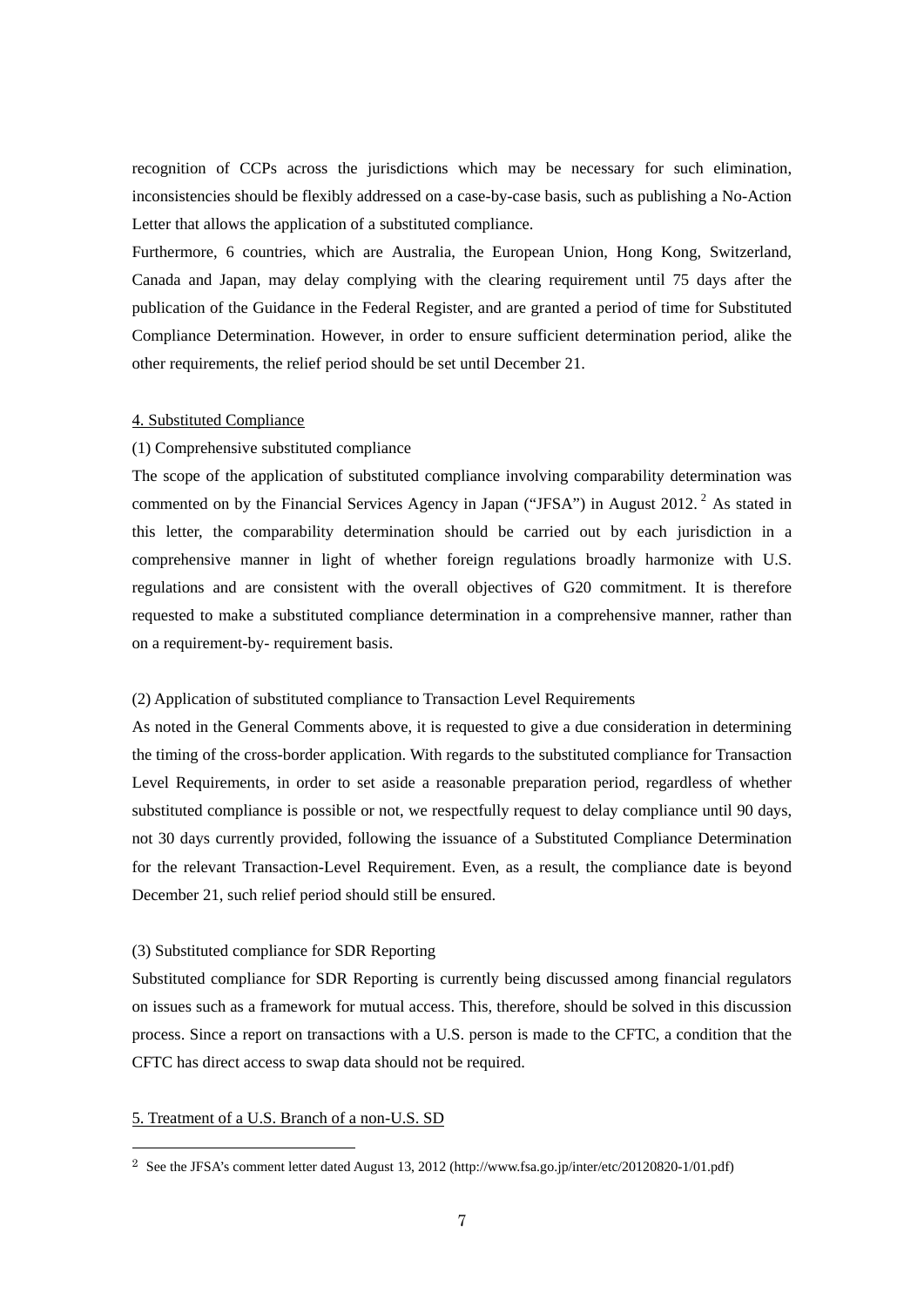recognition of CCPs across the jurisdictions which may be necessary for such elimination, inconsistencies should be flexibly addressed on a case-by-case basis, such as publishing a No-Action Letter that allows the application of a substituted compliance.

Furthermore, 6 countries, which are Australia, the European Union, Hong Kong, Switzerland, Canada and Japan, may delay complying with the clearing requirement until 75 days after the publication of the Guidance in the Federal Register, and are granted a period of time for Substituted Compliance Determination. However, in order to ensure sufficient determination period, alike the other requirements, the relief period should be set until December 21.

## 4. Substituted Compliance

### (1) Comprehensive substituted compliance

The scope of the application of substituted compliance involving comparability determination was commented on by the Financial Services Agency in Japan ("JFSA") in August 2012.[2] As stated in this letter, the comparability determination should be carried out by each jurisdiction in a comprehensive manner in light of whether foreign regulations broadly harmonize with U.S. regulations and are consistent with the overall objectives of G20 commitment. It is therefore requested to make a substituted compliance determination in a comprehensive manner, rather than on a requirement-by- requirement basis.

### (2) Application of substituted compliance to Transaction Level Requirements

As noted in the General Comments above, it is requested to give a due consideration in determining the timing of the cross-border application. With regards to the substituted compliance for Transaction Level Requirements, in order to set aside a reasonable preparation period, regardless of whether substituted compliance is possible or not, we respectfully request to delay compliance until 90 days, not 30 days currently provided, following the issuance of a Substituted Compliance Determination for the relevant Transaction-Level Requirement. Even, as a result, the compliance date is beyond December 21, such relief period should still be ensured.

### (3) Substituted compliance for SDR Reporting

Substituted compliance for SDR Reporting is currently being discussed among financial regulators on issues such as a framework for mutual access. This, therefore, should be solved in this discussion process. Since a report on transactions with a U.S. person is made to the CFTC, a condition that the CFTC has direct access to swap data should not be required.

## 5. Treatment of a U.S. Branch of a non-U.S. SD

---

[2] See the JFSA's comment letter dated August 13, 2012 (http://www.fsa.go.jp/inter/etc/20120820-1/01.pdf)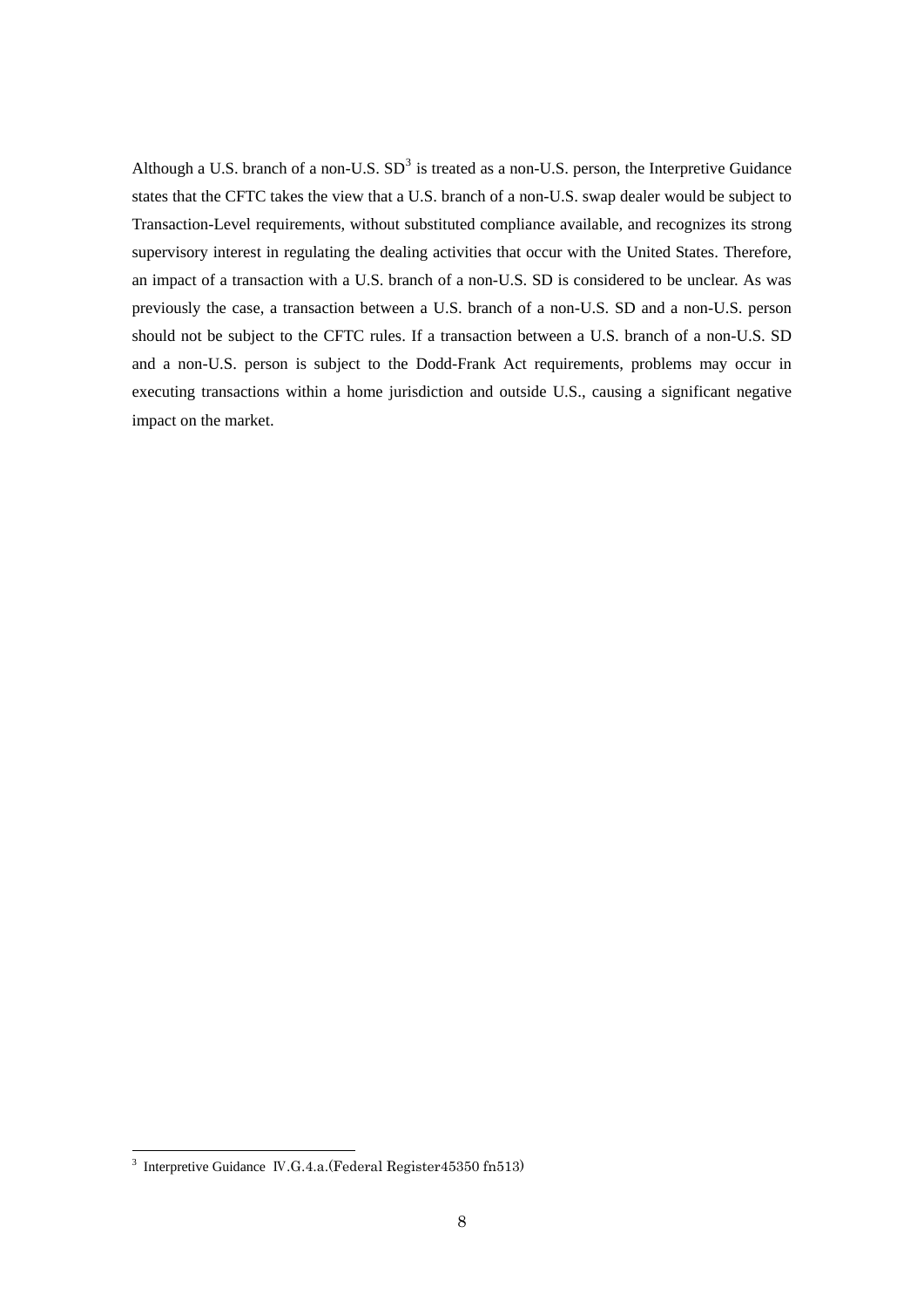Although a U.S. branch of a non-U.S. SD[3] is treated as a non-U.S. person, the Interpretive Guidance states that the CFTC takes the view that a U.S. branch of a non-U.S. swap dealer would be subject to Transaction-Level requirements, without substituted compliance available, and recognizes its strong supervisory interest in regulating the dealing activities that occur with the United States. Therefore, an impact of a transaction with a U.S. branch of a non-U.S. SD is considered to be unclear. As was previously the case, a transaction between a U.S. branch of a non-U.S. SD and a non-U.S. person should not be subject to the CFTC rules. If a transaction between a U.S. branch of a non-U.S. SD and a non-U.S. person is subject to the Dodd-Frank Act requirements, problems may occur in executing transactions within a home jurisdiction and outside U.S., causing a significant negative impact on the market.

[3] Interpretive Guidance Ⅳ.G.4.a.(Federal Register45350 fn513)